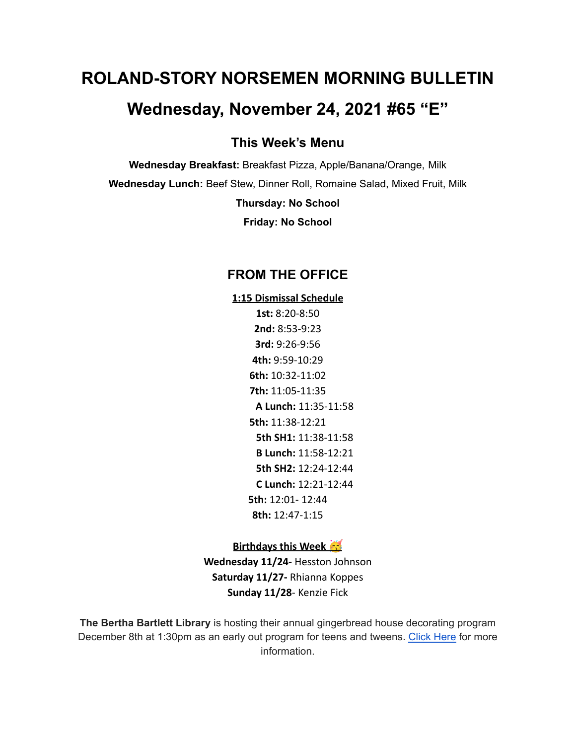# ROLAND-STORY NORSEMEN MORNING BULLETIN

# Wednesday, November 24, 2021 #65 "E"

## This Week's Menu

**Wednesday Breakfast:** Breakfast Pizza, Apple/Banana/Orange, Milk

**Wednesday Lunch:** Beef Stew, Dinner Roll, Romaine Salad, Mixed Fruit, Milk

**Thursday: No School**

**Friday: No School**

## FROM THE OFFICE

**1:15 Dismissal Schedule**

**1st:** 8:20-8:50
**2nd:** 8:53-9:23
**3rd:** 9:26-9:56
**4th:** 9:59-10:29
**6th:** 10:32-11:02
**7th:** 11:05-11:35
**A Lunch:** 11:35-11:58
**5th:** 11:38-12:21
**5th SH1:** 11:38-11:58
**B Lunch:** 11:58-12:21
**5th SH2:** 12:24-12:44
**C Lunch:** 12:21-12:44
**5th:** 12:01- 12:44
**8th:** 12:47-1:15

**Birthdays this Week** 🥳

**Wednesday 11/24-** Hesston Johnson
**Saturday 11/27-** Rhianna Koppes
**Sunday 11/28**- Kenzie Fick

**The Bertha Bartlett Library** is hosting their annual gingerbread house decorating program December 8th at 1:30pm as an early out program for teens and tweens. Click Here for more information.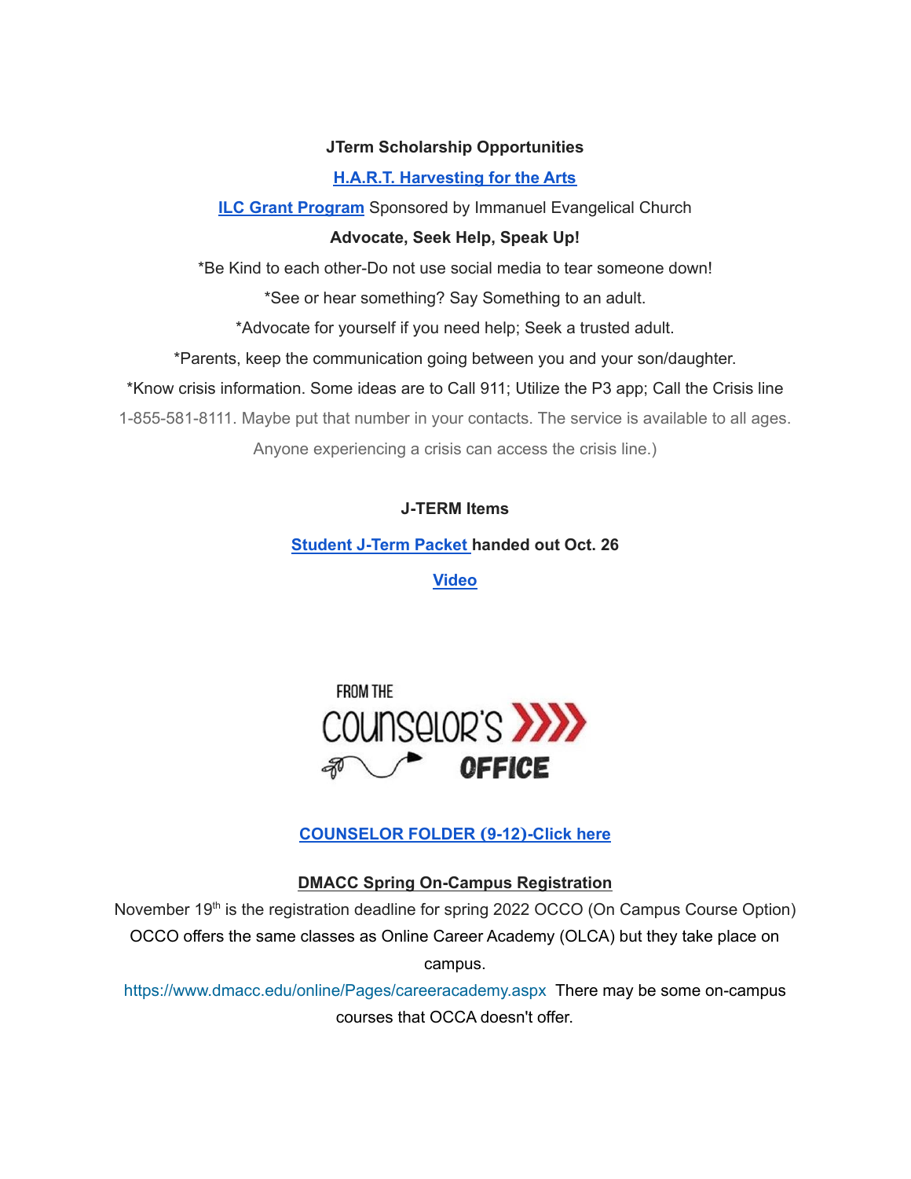**JTerm Scholarship Opportunities**

**H.A.R.T. Harvesting for the Arts**

**ILC Grant Program** Sponsored by Immanuel Evangelical Church

**Advocate, Seek Help, Speak Up!**

*Be Kind to each other-Do not use social media to tear someone down!

*See or hear something? Say Something to an adult.

*Advocate for yourself if you need help; Seek a trusted adult.

*Parents, keep the communication going between you and your son/daughter.

*Know crisis information. Some ideas are to Call 911; Utilize the P3 app; Call the Crisis line 1-855-581-8111. Maybe put that number in your contacts. The service is available to all ages. Anyone experiencing a crisis can access the crisis line.)

**J-TERM Items**

**Student J-Term Packet handed out Oct. 26**

**Video**

FROM THE COUNSELOR'S OFFICE

**COUNSELOR FOLDER (9-12)-Click here**

**DMACC Spring On-Campus Registration**

November 19th is the registration deadline for spring 2022 OCCO (On Campus Course Option) OCCO offers the same classes as Online Career Academy (OLCA) but they take place on campus.

https://www.dmacc.edu/online/Pages/careeracademy.aspx There may be some on-campus courses that OCCA doesn't offer.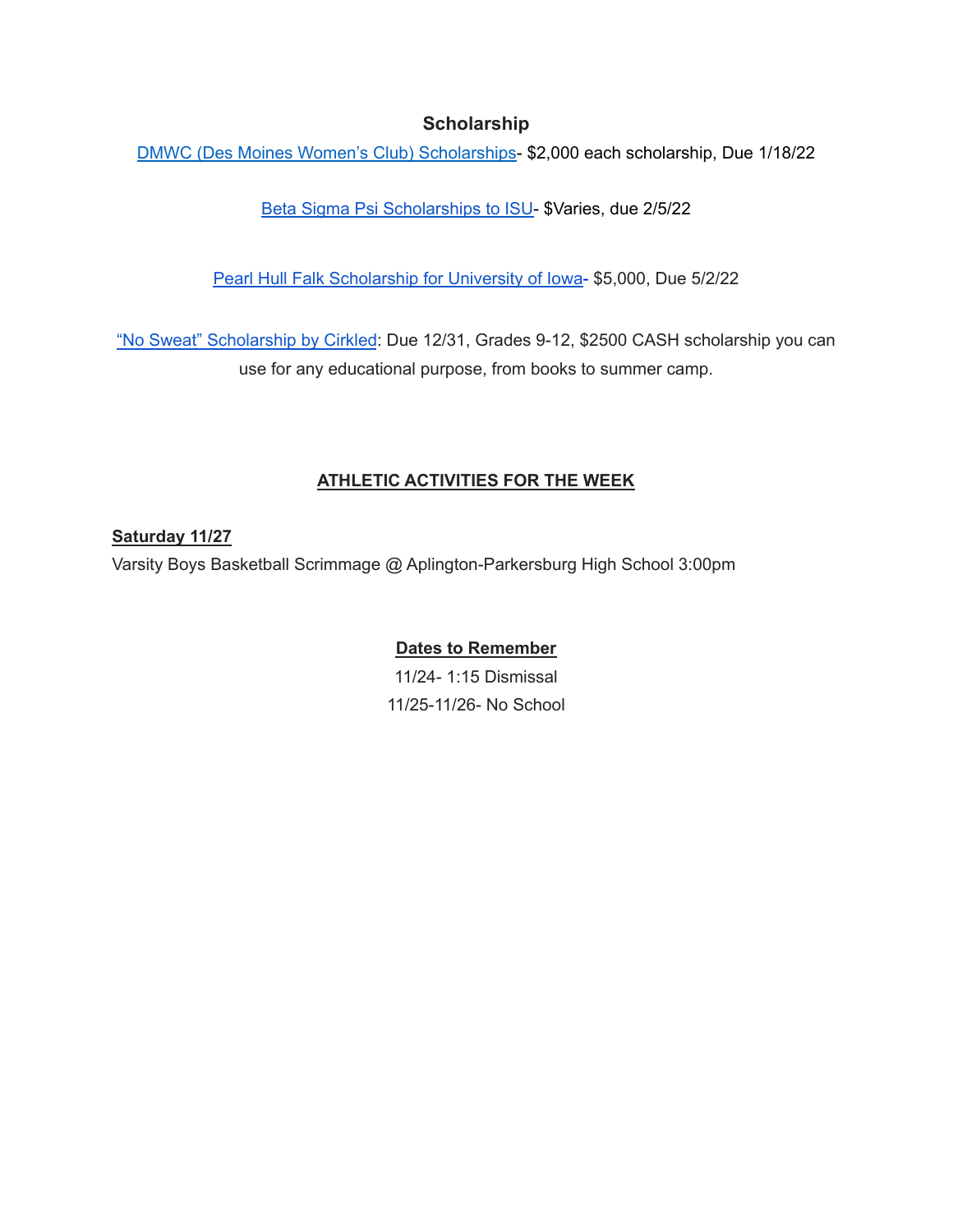## Scholarship

DMWC (Des Moines Women's Club) Scholarships- $2,000 each scholarship, Due 1/18/22

Beta Sigma Psi Scholarships to ISU- $Varies, due 2/5/22

Pearl Hull Falk Scholarship for University of Iowa- $5,000, Due 5/2/22

"No Sweat" Scholarship by Cirkled: Due 12/31, Grades 9-12, $2500 CASH scholarship you can use for any educational purpose, from books to summer camp.

## ATHLETIC ACTIVITIES FOR THE WEEK

**Saturday 11/27**

Varsity Boys Basketball Scrimmage @ Aplington-Parkersburg High School 3:00pm

**Dates to Remember**

11/24- 1:15 Dismissal

11/25-11/26- No School